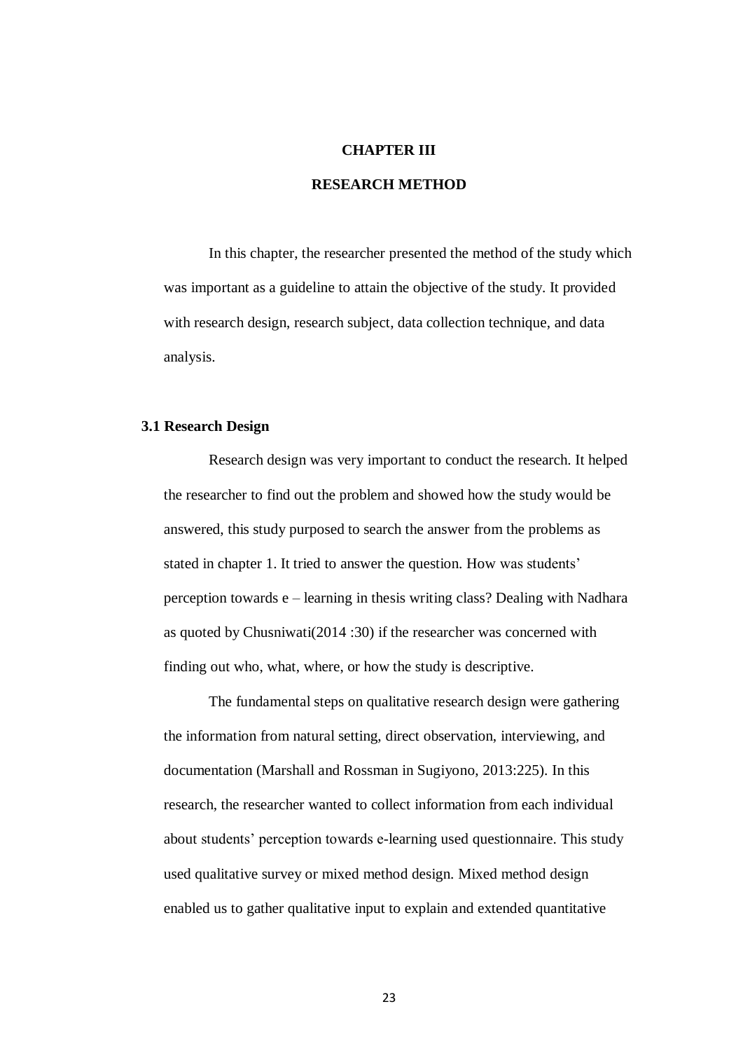# CHAPTER III

# RESEARCH METHOD

In this chapter, the researcher presented the method of the study which was important as a guideline to attain the objective of the study. It provided with research design, research subject, data collection technique, and data analysis.

## 3.1 Research Design

Research design was very important to conduct the research. It helped the researcher to find out the problem and showed how the study would be answered, this study purposed to search the answer from the problems as stated in chapter 1. It tried to answer the question. How was students' perception towards e – learning in thesis writing class? Dealing with Nadhara as quoted by Chusniwati(2014 :30) if the researcher was concerned with finding out who, what, where, or how the study is descriptive.

The fundamental steps on qualitative research design were gathering the information from natural setting, direct observation, interviewing, and documentation (Marshall and Rossman in Sugiyono, 2013:225). In this research, the researcher wanted to collect information from each individual about students' perception towards e-learning used questionnaire. This study used qualitative survey or mixed method design. Mixed method design enabled us to gather qualitative input to explain and extended quantitative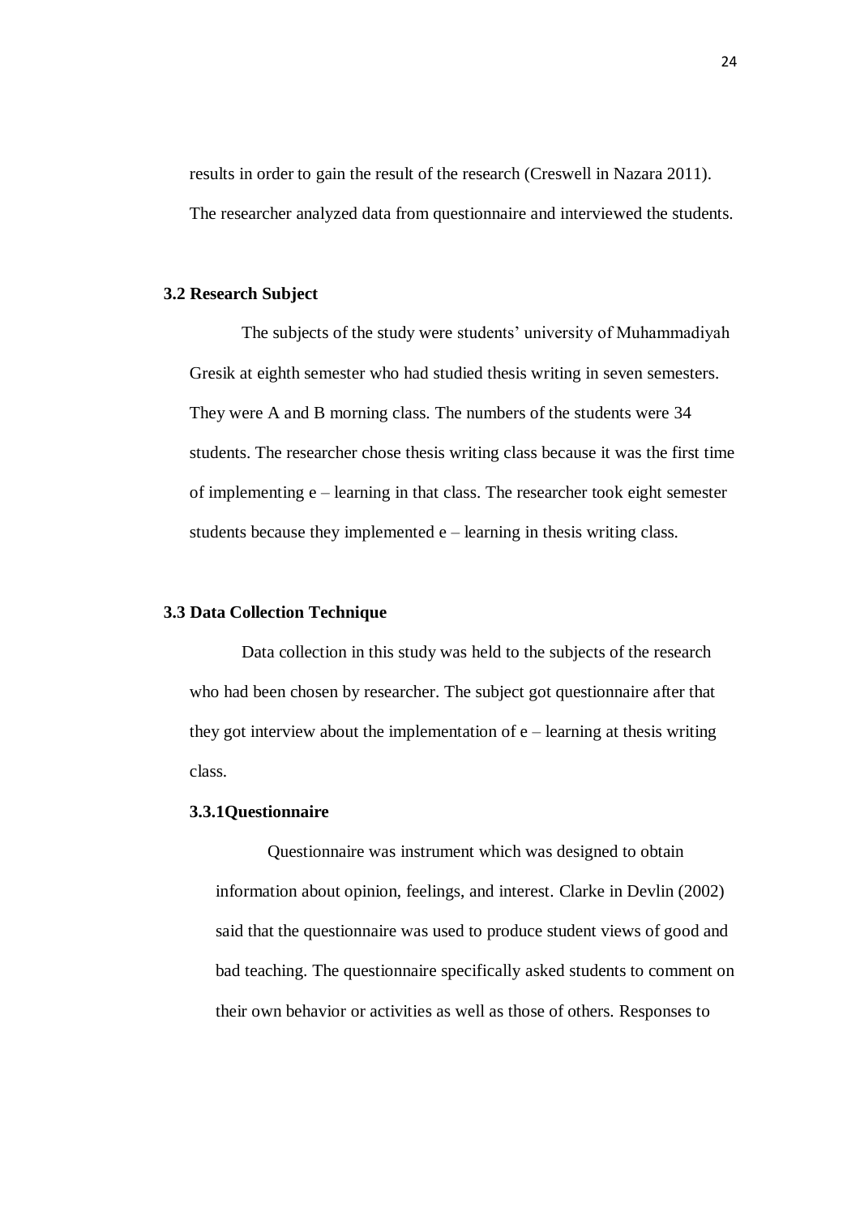results in order to gain the result of the research (Creswell in Nazara 2011). The researcher analyzed data from questionnaire and interviewed the students.

### 3.2 Research Subject

The subjects of the study were students' university of Muhammadiyah Gresik at eighth semester who had studied thesis writing in seven semesters. They were A and B morning class. The numbers of the students were 34 students. The researcher chose thesis writing class because it was the first time of implementing e – learning in that class. The researcher took eight semester students because they implemented e – learning in thesis writing class.

### 3.3 Data Collection Technique

Data collection in this study was held to the subjects of the research who had been chosen by researcher. The subject got questionnaire after that they got interview about the implementation of e – learning at thesis writing class.

#### 3.3.1Questionnaire

Questionnaire was instrument which was designed to obtain information about opinion, feelings, and interest. Clarke in Devlin (2002) said that the questionnaire was used to produce student views of good and bad teaching. The questionnaire specifically asked students to comment on their own behavior or activities as well as those of others. Responses to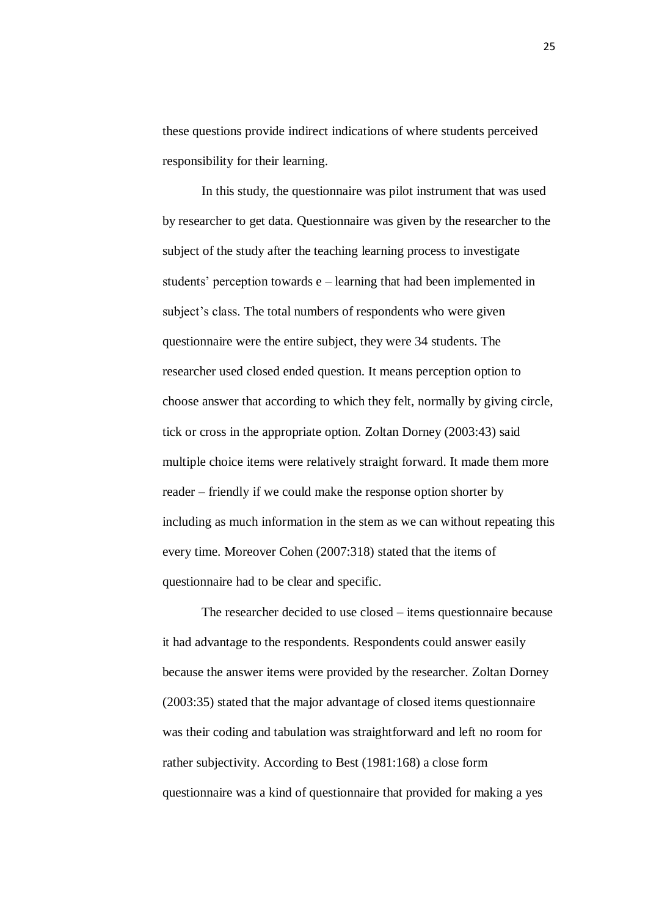these questions provide indirect indications of where students perceived responsibility for their learning.

In this study, the questionnaire was pilot instrument that was used by researcher to get data. Questionnaire was given by the researcher to the subject of the study after the teaching learning process to investigate students' perception towards e – learning that had been implemented in subject's class. The total numbers of respondents who were given questionnaire were the entire subject, they were 34 students. The researcher used closed ended question. It means perception option to choose answer that according to which they felt, normally by giving circle, tick or cross in the appropriate option. Zoltan Dorney (2003:43) said multiple choice items were relatively straight forward. It made them more reader – friendly if we could make the response option shorter by including as much information in the stem as we can without repeating this every time. Moreover Cohen (2007:318) stated that the items of questionnaire had to be clear and specific.

The researcher decided to use closed – items questionnaire because it had advantage to the respondents. Respondents could answer easily because the answer items were provided by the researcher. Zoltan Dorney (2003:35) stated that the major advantage of closed items questionnaire was their coding and tabulation was straightforward and left no room for rather subjectivity. According to Best (1981:168) a close form questionnaire was a kind of questionnaire that provided for making a yes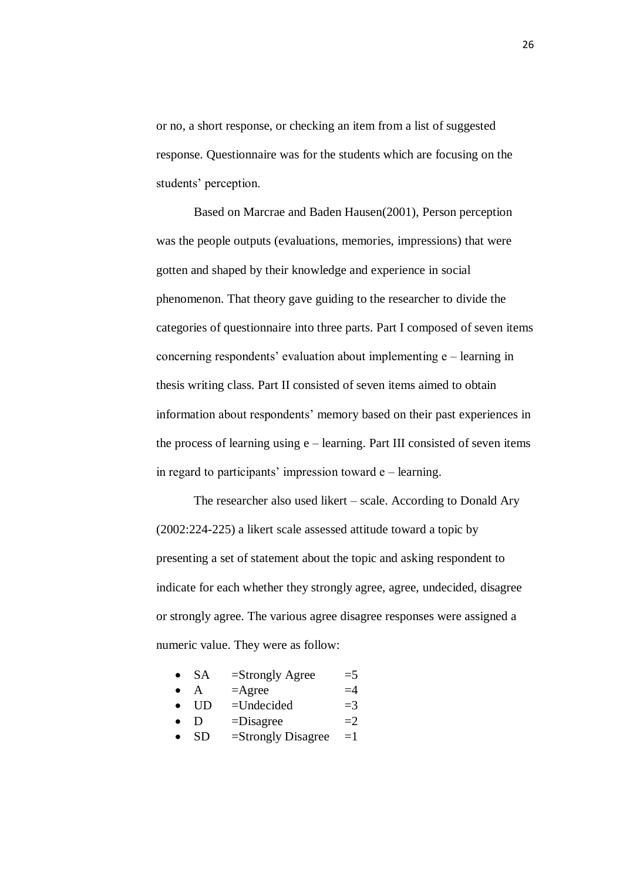or no, a short response, or checking an item from a list of suggested response. Questionnaire was for the students which are focusing on the students' perception.

Based on Marcrae and Baden Hausen(2001), Person perception was the people outputs (evaluations, memories, impressions) that were gotten and shaped by their knowledge and experience in social phenomenon. That theory gave guiding to the researcher to divide the categories of questionnaire into three parts. Part I composed of seven items concerning respondents' evaluation about implementing e – learning in thesis writing class. Part II consisted of seven items aimed to obtain information about respondents' memory based on their past experiences in the process of learning using e – learning. Part III consisted of seven items in regard to participants' impression toward e – learning.

The researcher also used likert – scale. According to Donald Ary (2002:224-225) a likert scale assessed attitude toward a topic by presenting a set of statement about the topic and asking respondent to indicate for each whether they strongly agree, agree, undecided, disagree or strongly agree. The various agree disagree responses were assigned a numeric value. They were as follow:

- SA =Strongly Agree =5
- A =Agree =4
- UD =Undecided =3
- D =Disagree =2
- SD =Strongly Disagree =1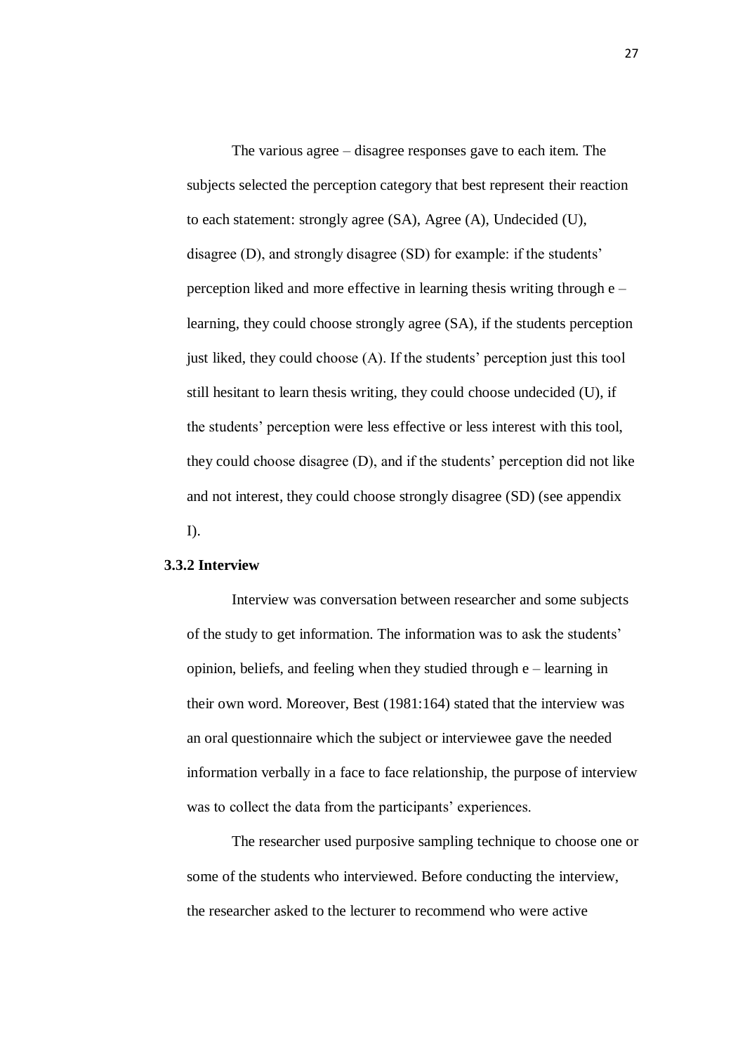The various agree – disagree responses gave to each item. The subjects selected the perception category that best represent their reaction to each statement: strongly agree (SA), Agree (A), Undecided (U), disagree (D), and strongly disagree (SD) for example: if the students' perception liked and more effective in learning thesis writing through e – learning, they could choose strongly agree (SA), if the students perception just liked, they could choose (A). If the students' perception just this tool still hesitant to learn thesis writing, they could choose undecided (U), if the students' perception were less effective or less interest with this tool, they could choose disagree (D), and if the students' perception did not like and not interest, they could choose strongly disagree (SD) (see appendix I).

### 3.3.2 Interview

Interview was conversation between researcher and some subjects of the study to get information. The information was to ask the students' opinion, beliefs, and feeling when they studied through e – learning in their own word. Moreover, Best (1981:164) stated that the interview was an oral questionnaire which the subject or interviewee gave the needed information verbally in a face to face relationship, the purpose of interview was to collect the data from the participants' experiences.

The researcher used purposive sampling technique to choose one or some of the students who interviewed. Before conducting the interview, the researcher asked to the lecturer to recommend who were active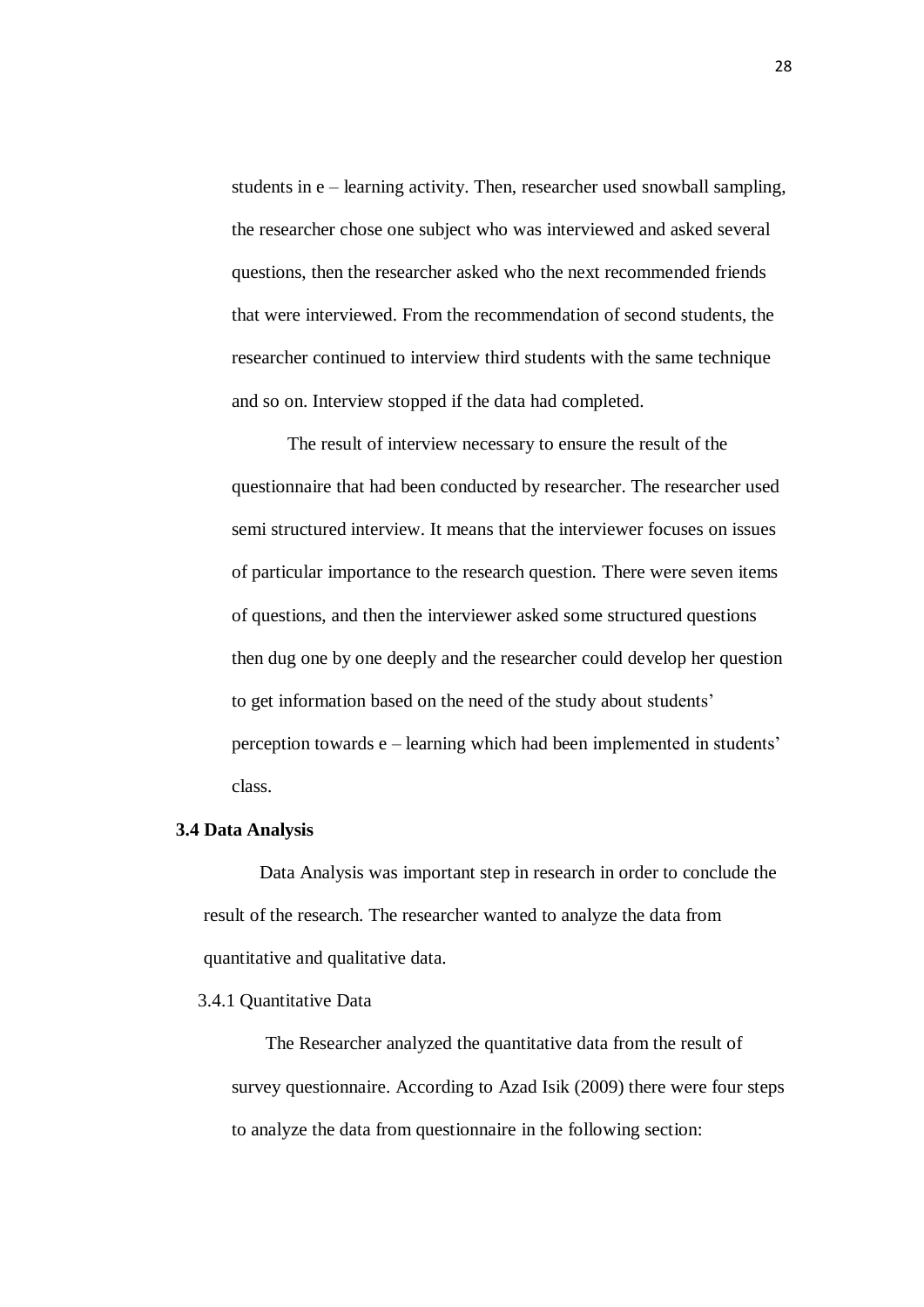students in e – learning activity. Then, researcher used snowball sampling, the researcher chose one subject who was interviewed and asked several questions, then the researcher asked who the next recommended friends that were interviewed. From the recommendation of second students, the researcher continued to interview third students with the same technique and so on. Interview stopped if the data had completed.

The result of interview necessary to ensure the result of the questionnaire that had been conducted by researcher. The researcher used semi structured interview. It means that the interviewer focuses on issues of particular importance to the research question. There were seven items of questions, and then the interviewer asked some structured questions then dug one by one deeply and the researcher could develop her question to get information based on the need of the study about students' perception towards e – learning which had been implemented in students' class.

### 3.4 Data Analysis

Data Analysis was important step in research in order to conclude the result of the research. The researcher wanted to analyze the data from quantitative and qualitative data.

#### 3.4.1 Quantitative Data

The Researcher analyzed the quantitative data from the result of survey questionnaire. According to Azad Isik (2009) there were four steps to analyze the data from questionnaire in the following section: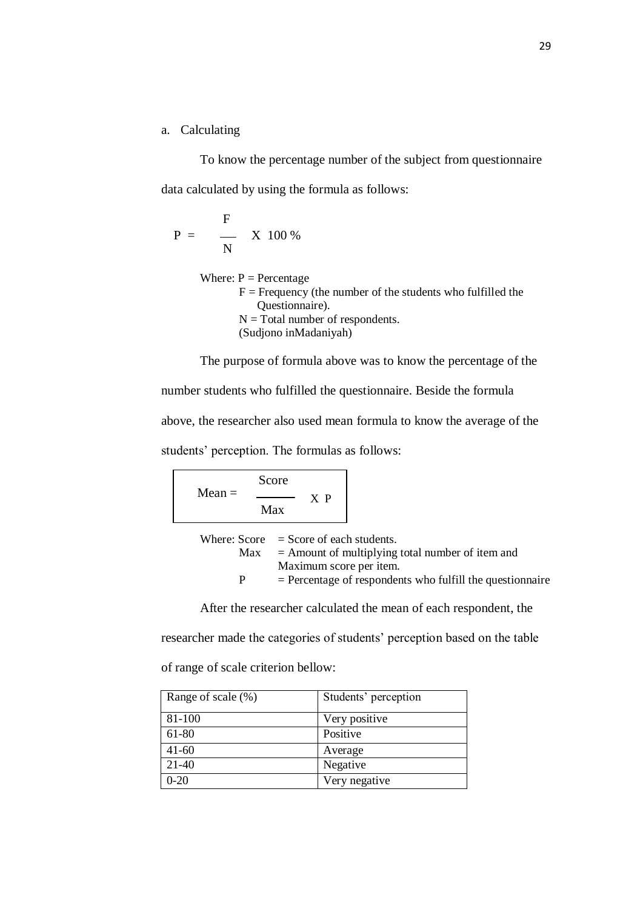a. Calculating

To know the percentage number of the subject from questionnaire data calculated by using the formula as follows:

$$P = \frac{F}{N} \times 100\,\%$$

Where: P = Percentage
F = Frequency (the number of the students who fulfilled the Questionnaire).
N = Total number of respondents.
(Sudjono inMadaniyah)

The purpose of formula above was to know the percentage of the number students who fulfilled the questionnaire. Beside the formula above, the researcher also used mean formula to know the average of the students' perception. The formulas as follows:

$$\text{Mean} = \frac{\text{Score}}{\text{Max}} \times P$$

Where: Score = Score of each students.
Max = Amount of multiplying total number of item and Maximum score per item.
P = Percentage of respondents who fulfill the questionnaire

After the researcher calculated the mean of each respondent, the researcher made the categories of students' perception based on the table of range of scale criterion bellow:

| Range of scale (%) | Students' perception |
|---|---|
| 81-100 | Very positive |
| 61-80 | Positive |
| 41-60 | Average |
| 21-40 | Negative |
| 0-20 | Very negative |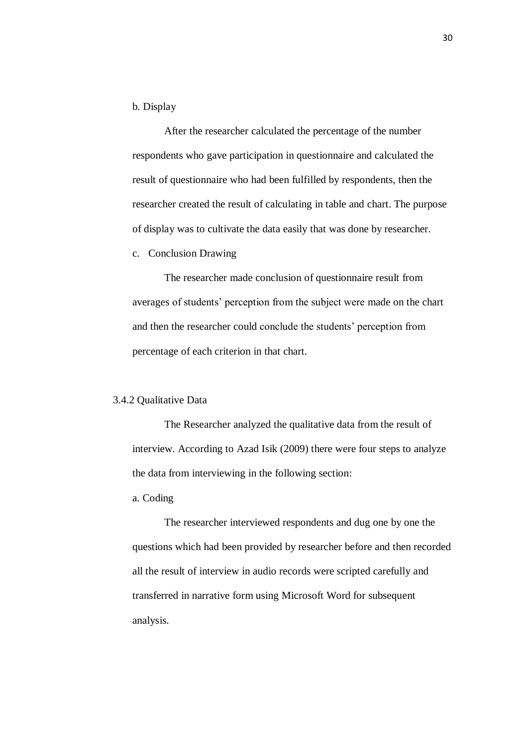b. Display

After the researcher calculated the percentage of the number respondents who gave participation in questionnaire and calculated the result of questionnaire who had been fulfilled by respondents, then the researcher created the result of calculating in table and chart. The purpose of display was to cultivate the data easily that was done by researcher.

c. Conclusion Drawing

The researcher made conclusion of questionnaire result from averages of students' perception from the subject were made on the chart and then the researcher could conclude the students' perception from percentage of each criterion in that chart.

### 3.4.2 Qualitative Data

The Researcher analyzed the qualitative data from the result of interview. According to Azad Isik (2009) there were four steps to analyze the data from interviewing in the following section:

a. Coding

The researcher interviewed respondents and dug one by one the questions which had been provided by researcher before and then recorded all the result of interview in audio records were scripted carefully and transferred in narrative form using Microsoft Word for subsequent analysis.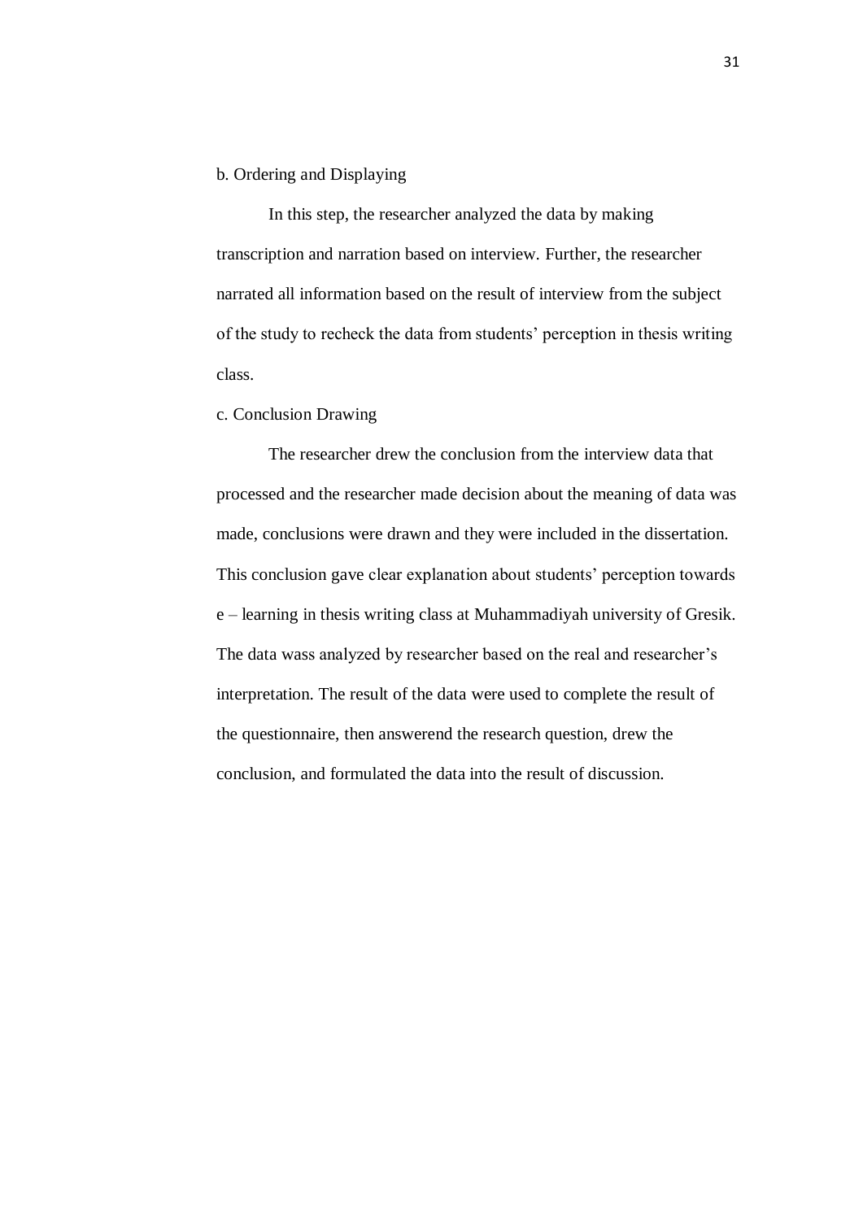b. Ordering and Displaying

In this step, the researcher analyzed the data by making transcription and narration based on interview. Further, the researcher narrated all information based on the result of interview from the subject of the study to recheck the data from students' perception in thesis writing class.

c. Conclusion Drawing

The researcher drew the conclusion from the interview data that processed and the researcher made decision about the meaning of data was made, conclusions were drawn and they were included in the dissertation. This conclusion gave clear explanation about students' perception towards e – learning in thesis writing class at Muhammadiyah university of Gresik. The data wass analyzed by researcher based on the real and researcher's interpretation. The result of the data were used to complete the result of the questionnaire, then answerend the research question, drew the conclusion, and formulated the data into the result of discussion.